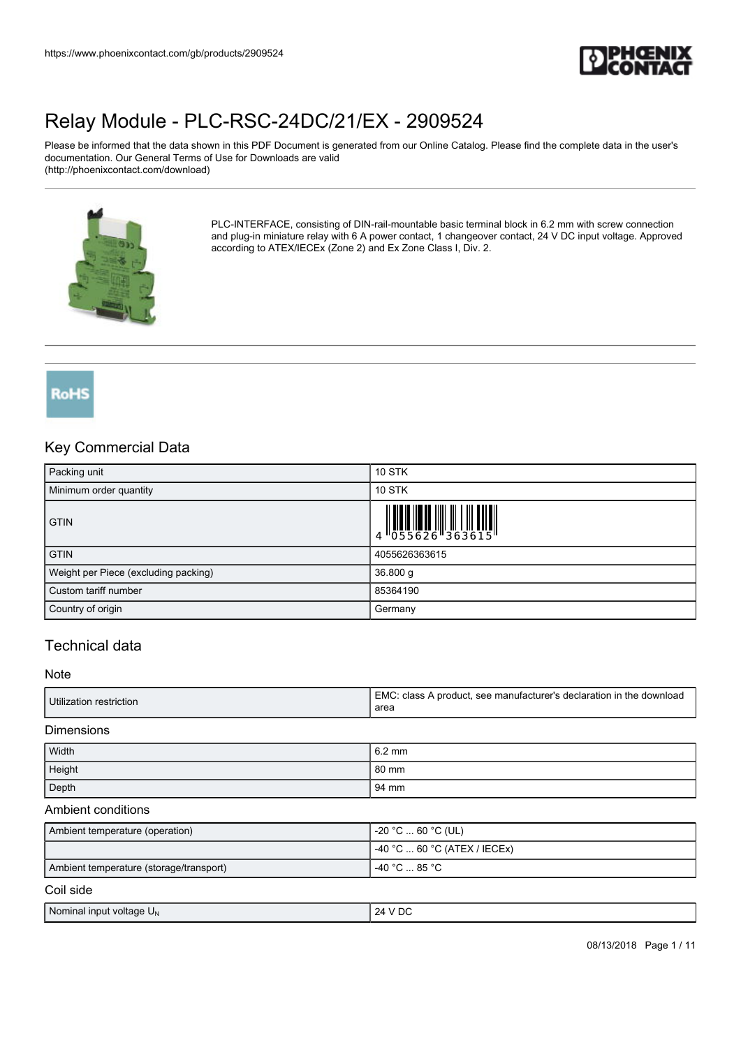# Relay Module - PLC-RSC-24DC/21/EX - 2909524

Please be informed that the data shown in this PDF Document is generated from our Online Catalog. Please find the complete data in the user's documentation. Our General Terms of Use for Downloads are valid (http://phoenixcontact.com/download)

PLC-INTERFACE, consisting of DIN-rail-mountable basic terminal block in 6.2 mm with screw connection and plug-in miniature relay with 6 A power contact, 1 changeover contact, 24 V DC input voltage. Approved according to ATEX/IECEx (Zone 2) and Ex Zone Class I, Div. 2.

RoHS

## Key Commercial Data

| | |
|---|---|
| Packing unit | 10 STK |
| Minimum order quantity | 10 STK |
| GTIN | 4 055626 363615 |
| GTIN | 4055626363615 |
| Weight per Piece (excluding packing) | 36.800 g |
| Custom tariff number | 85364190 |
| Country of origin | Germany |

## Technical data

### Note

| | |
|---|---|
| Utilization restriction | EMC: class A product, see manufacturer's declaration in the download area |

### Dimensions

| | |
|---|---|
| Width | 6.2 mm |
| Height | 80 mm |
| Depth | 94 mm |

### Ambient conditions

| | |
|---|---|
| Ambient temperature (operation) | -20 °C ... 60 °C (UL) |
| | -40 °C ... 60 °C (ATEX / IECEx) |
| Ambient temperature (storage/transport) | -40 °C ... 85 °C |

### Coil side

| | |
|---|---|
| Nominal input voltage $U_N$ | 24 V DC |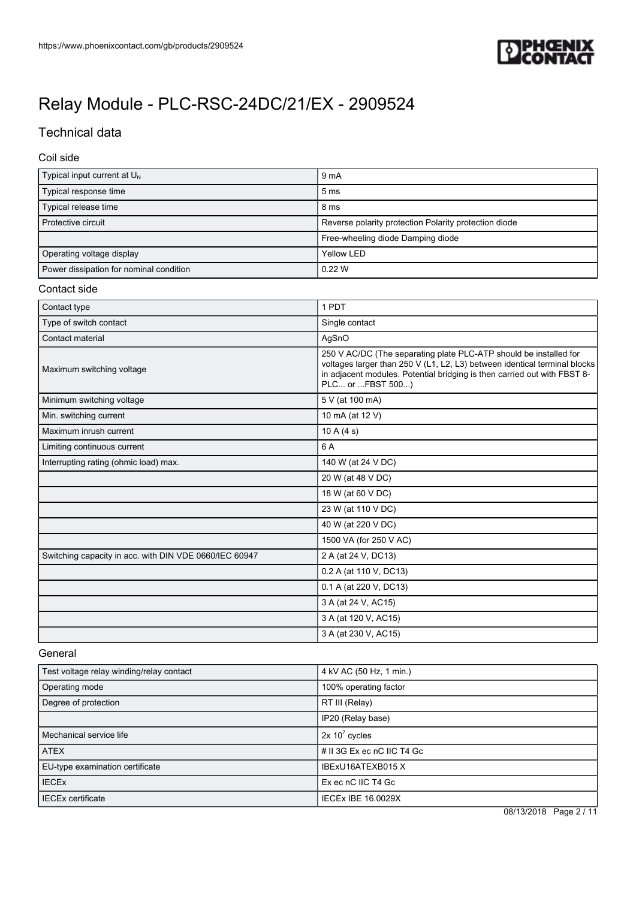# Relay Module - PLC-RSC-24DC/21/EX - 2909524

## Technical data

### Coil side

| | |
|---|---|
| Typical input current at $U_N$ | 9 mA |
| Typical response time | 5 ms |
| Typical release time | 8 ms |
| Protective circuit | Reverse polarity protection Polarity protection diode |
| | Free-wheeling diode Damping diode |
| Operating voltage display | Yellow LED |
| Power dissipation for nominal condition | 0.22 W |

### Contact side

| | |
|---|---|
| Contact type | 1 PDT |
| Type of switch contact | Single contact |
| Contact material | AgSnO |
| Maximum switching voltage | 250 V AC/DC (The separating plate PLC-ATP should be installed for voltages larger than 250 V (L1, L2, L3) between identical terminal blocks in adjacent modules. Potential bridging is then carried out with FBST 8-PLC... or ...FBST 500...) |
| Minimum switching voltage | 5 V (at 100 mA) |
| Min. switching current | 10 mA (at 12 V) |
| Maximum inrush current | 10 A (4 s) |
| Limiting continuous current | 6 A |
| Interrupting rating (ohmic load) max. | 140 W (at 24 V DC) |
| | 20 W (at 48 V DC) |
| | 18 W (at 60 V DC) |
| | 23 W (at 110 V DC) |
| | 40 W (at 220 V DC) |
| | 1500 VA (for 250 V AC) |
| Switching capacity in acc. with DIN VDE 0660/IEC 60947 | 2 A (at 24 V, DC13) |
| | 0.2 A (at 110 V, DC13) |
| | 0.1 A (at 220 V, DC13) |
| | 3 A (at 24 V, AC15) |
| | 3 A (at 120 V, AC15) |
| | 3 A (at 230 V, AC15) |

### General

| | |
|---|---|
| Test voltage relay winding/relay contact | 4 kV AC (50 Hz, 1 min.) |
| Operating mode | 100% operating factor |
| Degree of protection | RT III (Relay) |
| | IP20 (Relay base) |
| Mechanical service life | $2x\ 10^7$ cycles |
| ATEX | # II 3G Ex ec nC IIC T4 Gc |
| EU-type examination certificate | IBExU16ATEXB015 X |
| IECEx | Ex ec nC IIC T4 Gc |
| IECEx certificate | IECEx IBE 16.0029X |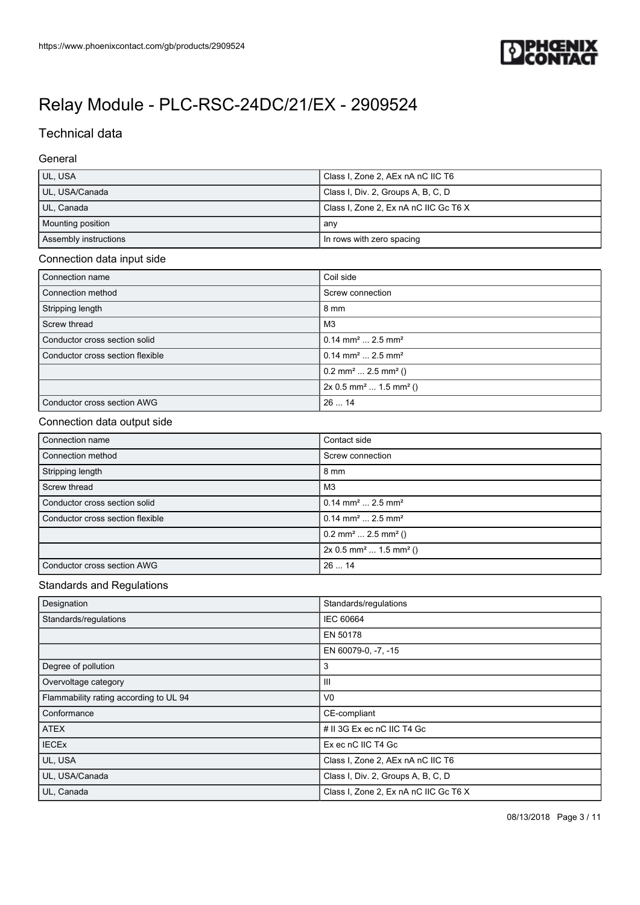# Relay Module - PLC-RSC-24DC/21/EX - 2909524

## Technical data

### General

| | |
|---|---|
| UL, USA | Class I, Zone 2, AEx nA nC IIC T6 |
| UL, USA/Canada | Class I, Div. 2, Groups A, B, C, D |
| UL, Canada | Class I, Zone 2, Ex nA nC IIC Gc T6 X |
| Mounting position | any |
| Assembly instructions | In rows with zero spacing |

### Connection data input side

| | |
|---|---|
| Connection name | Coil side |
| Connection method | Screw connection |
| Stripping length | 8 mm |
| Screw thread | M3 |
| Conductor cross section solid | 0.14 mm² ... 2.5 mm² |
| Conductor cross section flexible | 0.14 mm² ... 2.5 mm² |
| | 0.2 mm² ... 2.5 mm² () |
| | 2x 0.5 mm² ... 1.5 mm² () |
| Conductor cross section AWG | 26 ... 14 |

### Connection data output side

| | |
|---|---|
| Connection name | Contact side |
| Connection method | Screw connection |
| Stripping length | 8 mm |
| Screw thread | M3 |
| Conductor cross section solid | 0.14 mm² ... 2.5 mm² |
| Conductor cross section flexible | 0.14 mm² ... 2.5 mm² |
| | 0.2 mm² ... 2.5 mm² () |
| | 2x 0.5 mm² ... 1.5 mm² () |
| Conductor cross section AWG | 26 ... 14 |

### Standards and Regulations

| | |
|---|---|
| Designation | Standards/regulations |
| Standards/regulations | IEC 60664 |
| | EN 50178 |
| | EN 60079-0, -7, -15 |
| Degree of pollution | 3 |
| Overvoltage category | III |
| Flammability rating according to UL 94 | V0 |
| Conformance | CE-compliant |
| ATEX | # II 3G Ex ec nC IIC T4 Gc |
| IECEx | Ex ec nC IIC T4 Gc |
| UL, USA | Class I, Zone 2, AEx nA nC IIC T6 |
| UL, USA/Canada | Class I, Div. 2, Groups A, B, C, D |
| UL, Canada | Class I, Zone 2, Ex nA nC IIC Gc T6 X |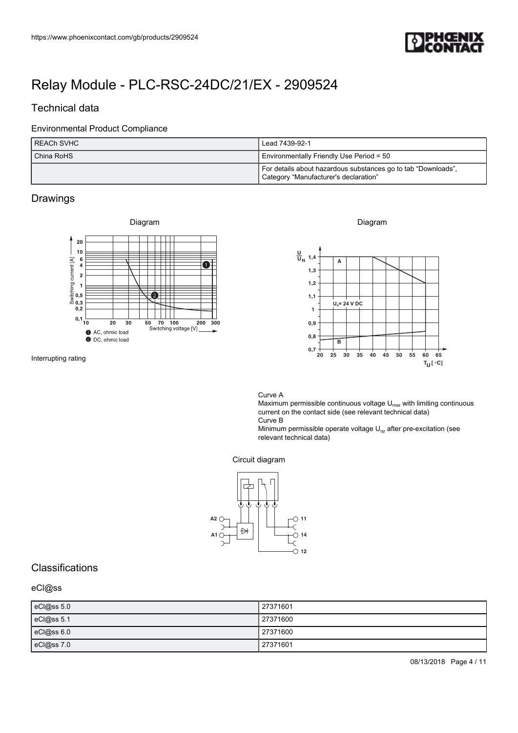# Relay Module - PLC-RSC-24DC/21/EX - 2909524

## Technical data

### Environmental Product Compliance

| REACh SVHC | Lead 7439-92-1 |
|---|---|
| China RoHS | Environmentally Friendly Use Period = 50 |
| | For details about hazardous substances go to tab “Downloads”, Category “Manufacturer's declaration” |

## Drawings

Diagram

Interrupting rating

Diagram

Curve A
Maximum permissible continuous voltage $U_{max}$ with limiting continuous current on the contact side (see relevant technical data)
Curve B
Minimum permissible operate voltage $U_{op}$ after pre-excitation (see relevant technical data)

Circuit diagram

## Classifications

### eCl@ss

| eCl@ss 5.0 | 27371601 |
|---|---|
| eCl@ss 5.1 | 27371600 |
| eCl@ss 6.0 | 27371600 |
| eCl@ss 7.0 | 27371601 |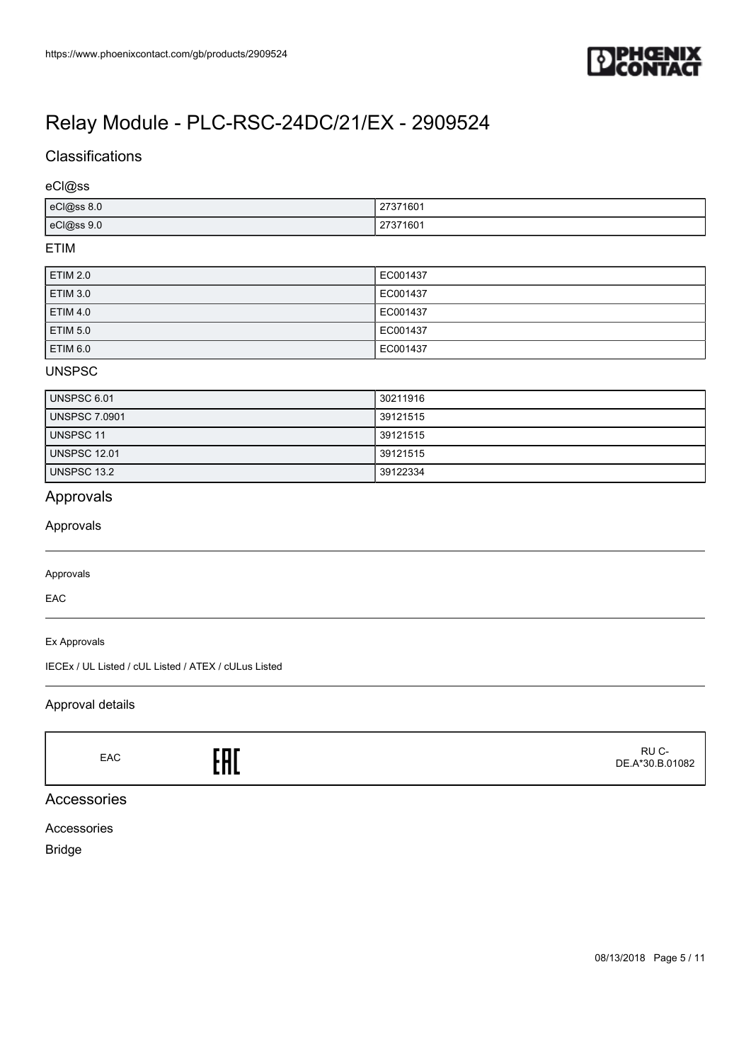# Relay Module - PLC-RSC-24DC/21/EX - 2909524

## Classifications

### eCl@ss

| | |
|---|---|
| eCl@ss 8.0 | 27371601 |
| eCl@ss 9.0 | 27371601 |

### ETIM

| | |
|---|---|
| ETIM 2.0 | EC001437 |
| ETIM 3.0 | EC001437 |
| ETIM 4.0 | EC001437 |
| ETIM 5.0 | EC001437 |
| ETIM 6.0 | EC001437 |

### UNSPSC

| | |
|---|---|
| UNSPSC 6.01 | 30211916 |
| UNSPSC 7.0901 | 39121515 |
| UNSPSC 11 | 39121515 |
| UNSPSC 12.01 | 39121515 |
| UNSPSC 13.2 | 39122334 |

## Approvals

### Approvals

Approvals

EAC

Ex Approvals

IECEx / UL Listed / cUL Listed / ATEX / cULus Listed

### Approval details

| | | |
|---|---|---|
| EAC | EAC | RU C-DE.A*30.B.01082 |

## Accessories

Accessories

Bridge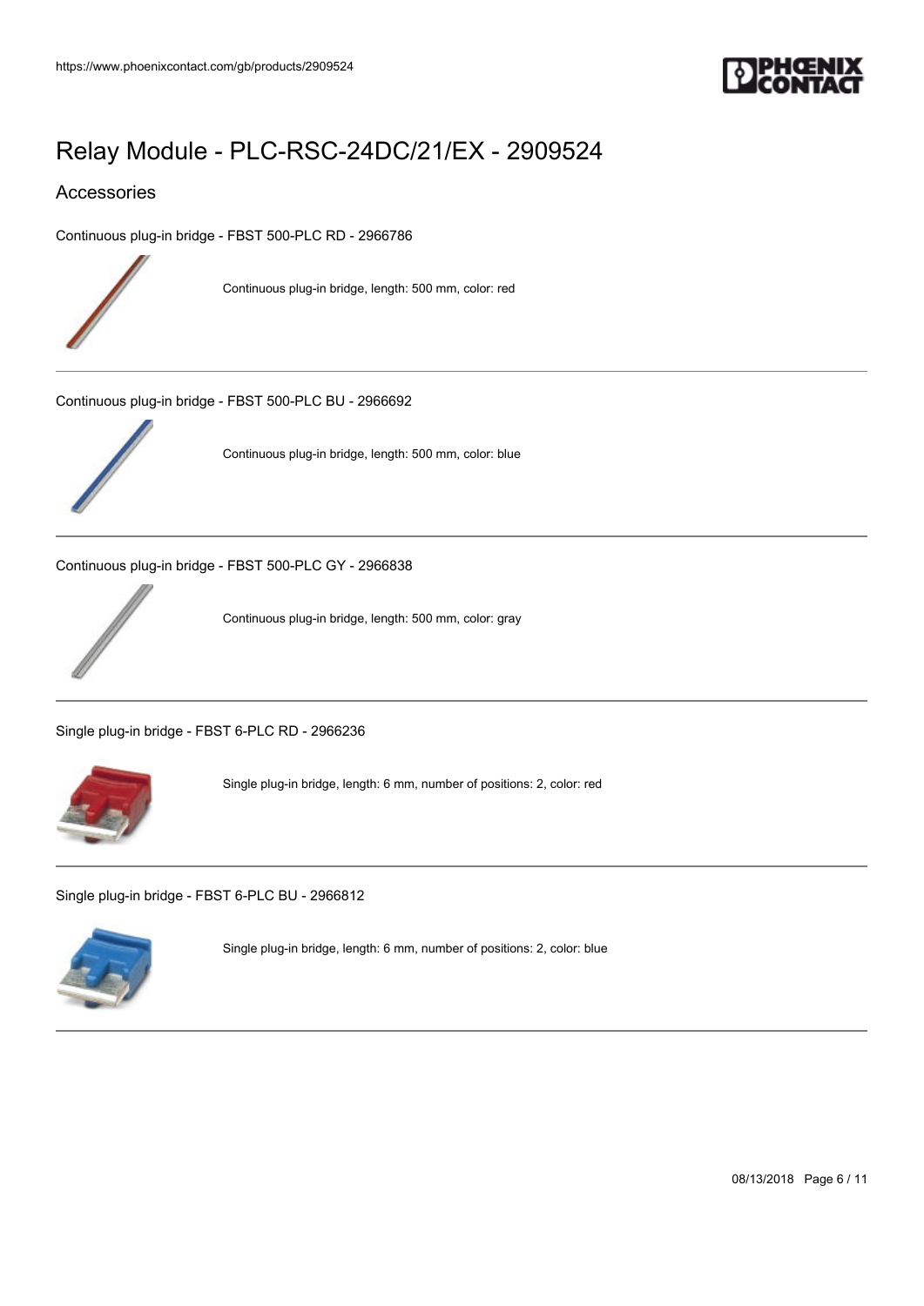# Relay Module - PLC-RSC-24DC/21/EX - 2909524

## Accessories

Continuous plug-in bridge - FBST 500-PLC RD - 2966786

Continuous plug-in bridge, length: 500 mm, color: red

---

Continuous plug-in bridge - FBST 500-PLC BU - 2966692

Continuous plug-in bridge, length: 500 mm, color: blue

---

Continuous plug-in bridge - FBST 500-PLC GY - 2966838

Continuous plug-in bridge, length: 500 mm, color: gray

---

Single plug-in bridge - FBST 6-PLC RD - 2966236

Single plug-in bridge, length: 6 mm, number of positions: 2, color: red

---

Single plug-in bridge - FBST 6-PLC BU - 2966812

Single plug-in bridge, length: 6 mm, number of positions: 2, color: blue

---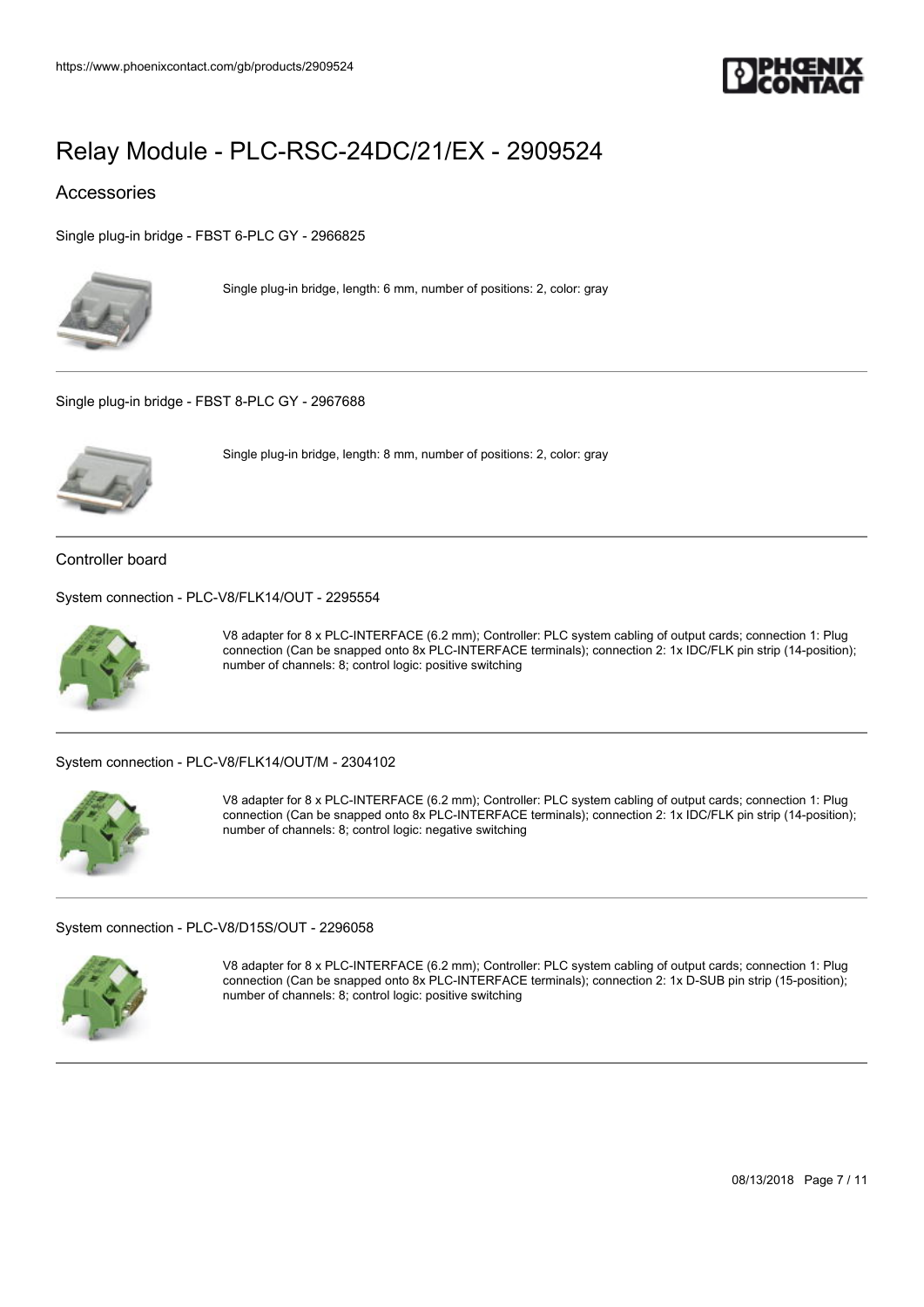# Relay Module - PLC-RSC-24DC/21/EX - 2909524

## Accessories

### Single plug-in bridge - FBST 6-PLC GY - 2966825

Single plug-in bridge, length: 6 mm, number of positions: 2, color: gray

### Single plug-in bridge - FBST 8-PLC GY - 2967688

Single plug-in bridge, length: 8 mm, number of positions: 2, color: gray

## Controller board

### System connection - PLC-V8/FLK14/OUT - 2295554

V8 adapter for 8 x PLC-INTERFACE (6.2 mm); Controller: PLC system cabling of output cards; connection 1: Plug connection (Can be snapped onto 8x PLC-INTERFACE terminals); connection 2: 1x IDC/FLK pin strip (14-position); number of channels: 8; control logic: positive switching

### System connection - PLC-V8/FLK14/OUT/M - 2304102

V8 adapter for 8 x PLC-INTERFACE (6.2 mm); Controller: PLC system cabling of output cards; connection 1: Plug connection (Can be snapped onto 8x PLC-INTERFACE terminals); connection 2: 1x IDC/FLK pin strip (14-position); number of channels: 8; control logic: negative switching

### System connection - PLC-V8/D15S/OUT - 2296058

V8 adapter for 8 x PLC-INTERFACE (6.2 mm); Controller: PLC system cabling of output cards; connection 1: Plug connection (Can be snapped onto 8x PLC-INTERFACE terminals); connection 2: 1x D-SUB pin strip (15-position); number of channels: 8; control logic: positive switching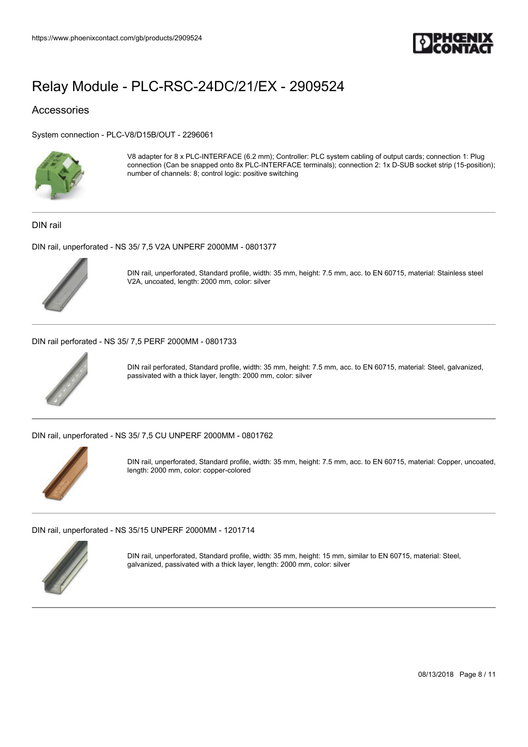# Relay Module - PLC-RSC-24DC/21/EX - 2909524

## Accessories

System connection - PLC-V8/D15B/OUT - 2296061

V8 adapter for 8 x PLC-INTERFACE (6.2 mm); Controller: PLC system cabling of output cards; connection 1: Plug connection (Can be snapped onto 8x PLC-INTERFACE terminals); connection 2: 1x D-SUB socket strip (15-position); number of channels: 8; control logic: positive switching

### DIN rail

DIN rail, unperforated - NS 35/ 7,5 V2A UNPERF 2000MM - 0801377

DIN rail, unperforated, Standard profile, width: 35 mm, height: 7.5 mm, acc. to EN 60715, material: Stainless steel V2A, uncoated, length: 2000 mm, color: silver

DIN rail perforated - NS 35/ 7,5 PERF 2000MM - 0801733

DIN rail perforated, Standard profile, width: 35 mm, height: 7.5 mm, acc. to EN 60715, material: Steel, galvanized, passivated with a thick layer, length: 2000 mm, color: silver

DIN rail, unperforated - NS 35/ 7,5 CU UNPERF 2000MM - 0801762

DIN rail, unperforated, Standard profile, width: 35 mm, height: 7.5 mm, acc. to EN 60715, material: Copper, uncoated, length: 2000 mm, color: copper-colored

DIN rail, unperforated - NS 35/15 UNPERF 2000MM - 1201714

DIN rail, unperforated, Standard profile, width: 35 mm, height: 15 mm, similar to EN 60715, material: Steel, galvanized, passivated with a thick layer, length: 2000 mm, color: silver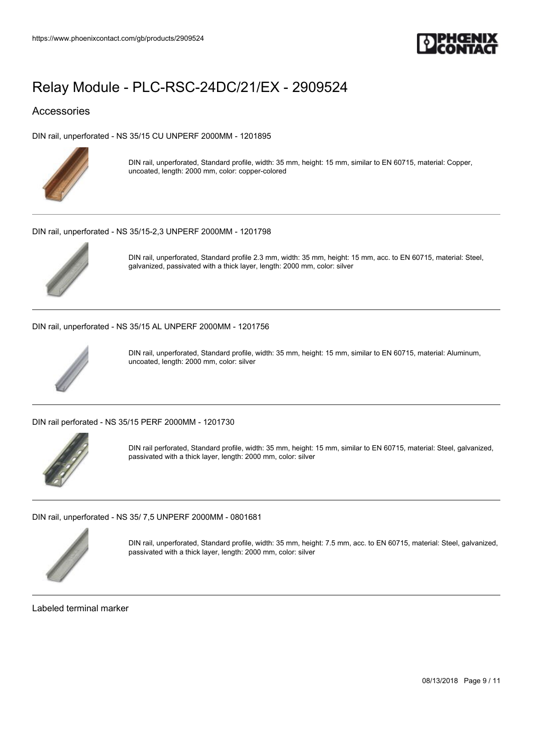# Relay Module - PLC-RSC-24DC/21/EX - 2909524

## Accessories

DIN rail, unperforated - NS 35/15 CU UNPERF 2000MM - 1201895

DIN rail, unperforated, Standard profile, width: 35 mm, height: 15 mm, similar to EN 60715, material: Copper, uncoated, length: 2000 mm, color: copper-colored

DIN rail, unperforated - NS 35/15-2,3 UNPERF 2000MM - 1201798

DIN rail, unperforated, Standard profile 2.3 mm, width: 35 mm, height: 15 mm, acc. to EN 60715, material: Steel, galvanized, passivated with a thick layer, length: 2000 mm, color: silver

DIN rail, unperforated - NS 35/15 AL UNPERF 2000MM - 1201756

DIN rail, unperforated, Standard profile, width: 35 mm, height: 15 mm, similar to EN 60715, material: Aluminum, uncoated, length: 2000 mm, color: silver

DIN rail perforated - NS 35/15 PERF 2000MM - 1201730

DIN rail perforated, Standard profile, width: 35 mm, height: 15 mm, similar to EN 60715, material: Steel, galvanized, passivated with a thick layer, length: 2000 mm, color: silver

DIN rail, unperforated - NS 35/ 7,5 UNPERF 2000MM - 0801681

DIN rail, unperforated, Standard profile, width: 35 mm, height: 7.5 mm, acc. to EN 60715, material: Steel, galvanized, passivated with a thick layer, length: 2000 mm, color: silver

Labeled terminal marker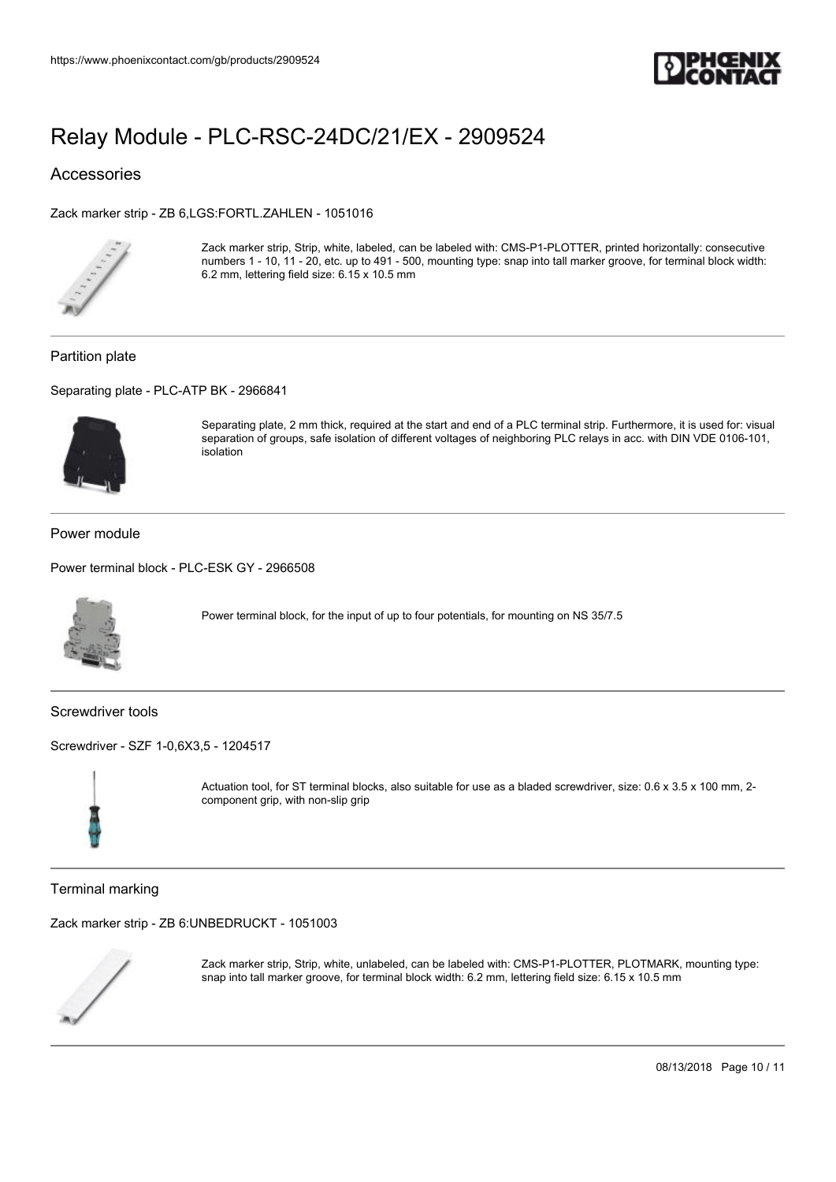# Relay Module - PLC-RSC-24DC/21/EX - 2909524

## Accessories

Zack marker strip - ZB 6,LGS:FORTL.ZAHLEN - 1051016

Zack marker strip, Strip, white, labeled, can be labeled with: CMS-P1-PLOTTER, printed horizontally: consecutive numbers 1 - 10, 11 - 20, etc. up to 491 - 500, mounting type: snap into tall marker groove, for terminal block width: 6.2 mm, lettering field size: 6.15 x 10.5 mm

### Partition plate

Separating plate - PLC-ATP BK - 2966841

Separating plate, 2 mm thick, required at the start and end of a PLC terminal strip. Furthermore, it is used for: visual separation of groups, safe isolation of different voltages of neighboring PLC relays in acc. with DIN VDE 0106-101, isolation

### Power module

Power terminal block - PLC-ESK GY - 2966508

Power terminal block, for the input of up to four potentials, for mounting on NS 35/7.5

### Screwdriver tools

Screwdriver - SZF 1-0,6X3,5 - 1204517

Actuation tool, for ST terminal blocks, also suitable for use as a bladed screwdriver, size: 0.6 x 3.5 x 100 mm, 2-component grip, with non-slip grip

### Terminal marking

Zack marker strip - ZB 6:UNBEDRUCKT - 1051003

Zack marker strip, Strip, white, unlabeled, can be labeled with: CMS-P1-PLOTTER, PLOTMARK, mounting type: snap into tall marker groove, for terminal block width: 6.2 mm, lettering field size: 6.15 x 10.5 mm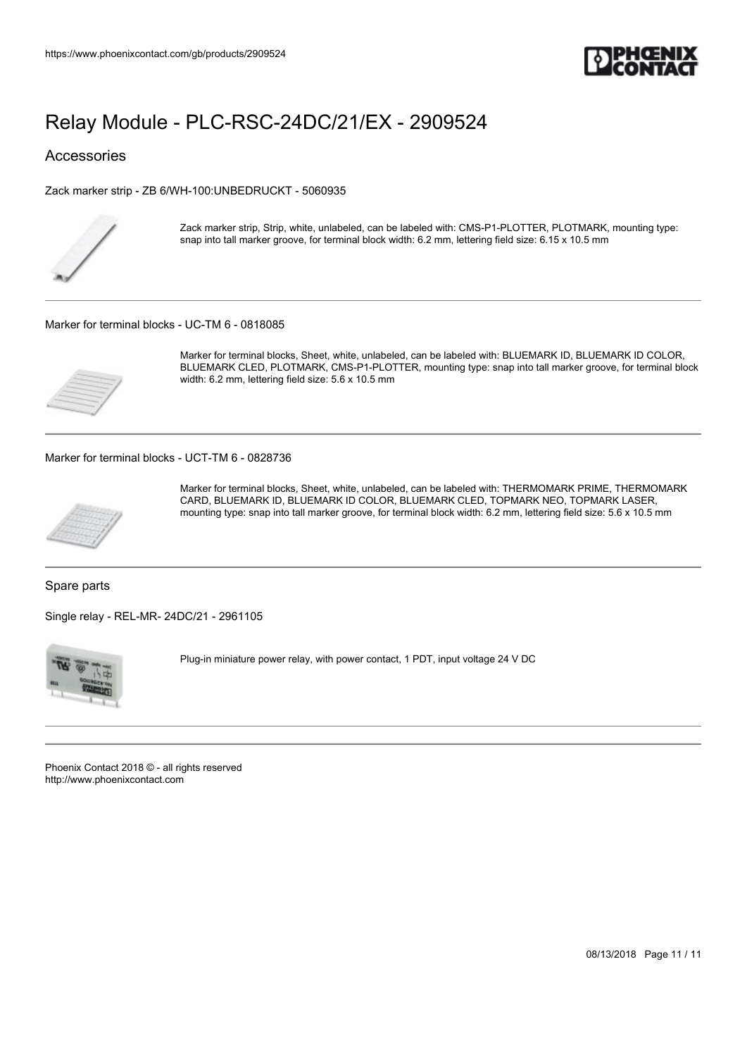# Relay Module - PLC-RSC-24DC/21/EX - 2909524

## Accessories

Zack marker strip - ZB 6/WH-100:UNBEDRUCKT - 5060935

Zack marker strip, Strip, white, unlabeled, can be labeled with: CMS-P1-PLOTTER, PLOTMARK, mounting type: snap into tall marker groove, for terminal block width: 6.2 mm, lettering field size: 6.15 x 10.5 mm

Marker for terminal blocks - UC-TM 6 - 0818085

Marker for terminal blocks, Sheet, white, unlabeled, can be labeled with: BLUEMARK ID, BLUEMARK ID COLOR, BLUEMARK CLED, PLOTMARK, CMS-P1-PLOTTER, mounting type: snap into tall marker groove, for terminal block width: 6.2 mm, lettering field size: 5.6 x 10.5 mm

Marker for terminal blocks - UCT-TM 6 - 0828736

Marker for terminal blocks, Sheet, white, unlabeled, can be labeled with: THERMOMARK PRIME, THERMOMARK CARD, BLUEMARK ID, BLUEMARK ID COLOR, BLUEMARK CLED, TOPMARK NEO, TOPMARK LASER, mounting type: snap into tall marker groove, for terminal block width: 6.2 mm, lettering field size: 5.6 x 10.5 mm

## Spare parts

Single relay - REL-MR- 24DC/21 - 2961105

Plug-in miniature power relay, with power contact, 1 PDT, input voltage 24 V DC

Phoenix Contact 2018 © - all rights reserved
http://www.phoenixcontact.com